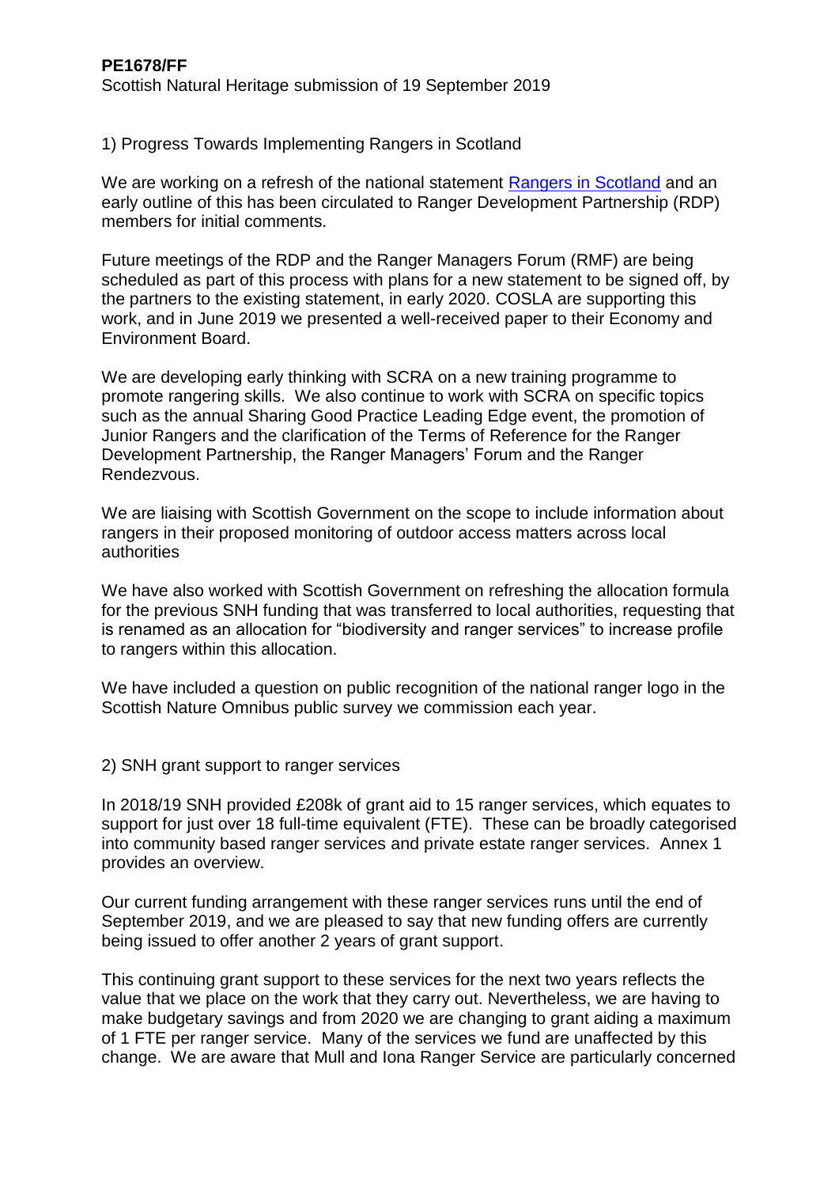**PE1678/FF**

Scottish Natural Heritage submission of 19 September 2019

1) Progress Towards Implementing Rangers in Scotland

We are working on a refresh of the national statement [Rangers in Scotland](#) and an early outline of this has been circulated to Ranger Development Partnership (RDP) members for initial comments.

Future meetings of the RDP and the Ranger Managers Forum (RMF) are being scheduled as part of this process with plans for a new statement to be signed off, by the partners to the existing statement, in early 2020. COSLA are supporting this work, and in June 2019 we presented a well-received paper to their Economy and Environment Board.

We are developing early thinking with SCRA on a new training programme to promote rangering skills. We also continue to work with SCRA on specific topics such as the annual Sharing Good Practice Leading Edge event, the promotion of Junior Rangers and the clarification of the Terms of Reference for the Ranger Development Partnership, the Ranger Managers' Forum and the Ranger Rendezvous.

We are liaising with Scottish Government on the scope to include information about rangers in their proposed monitoring of outdoor access matters across local authorities

We have also worked with Scottish Government on refreshing the allocation formula for the previous SNH funding that was transferred to local authorities, requesting that is renamed as an allocation for "biodiversity and ranger services" to increase profile to rangers within this allocation.

We have included a question on public recognition of the national ranger logo in the Scottish Nature Omnibus public survey we commission each year.

2) SNH grant support to ranger services

In 2018/19 SNH provided £208k of grant aid to 15 ranger services, which equates to support for just over 18 full-time equivalent (FTE). These can be broadly categorised into community based ranger services and private estate ranger services. Annex 1 provides an overview.

Our current funding arrangement with these ranger services runs until the end of September 2019, and we are pleased to say that new funding offers are currently being issued to offer another 2 years of grant support.

This continuing grant support to these services for the next two years reflects the value that we place on the work that they carry out. Nevertheless, we are having to make budgetary savings and from 2020 we are changing to grant aiding a maximum of 1 FTE per ranger service. Many of the services we fund are unaffected by this change. We are aware that Mull and Iona Ranger Service are particularly concerned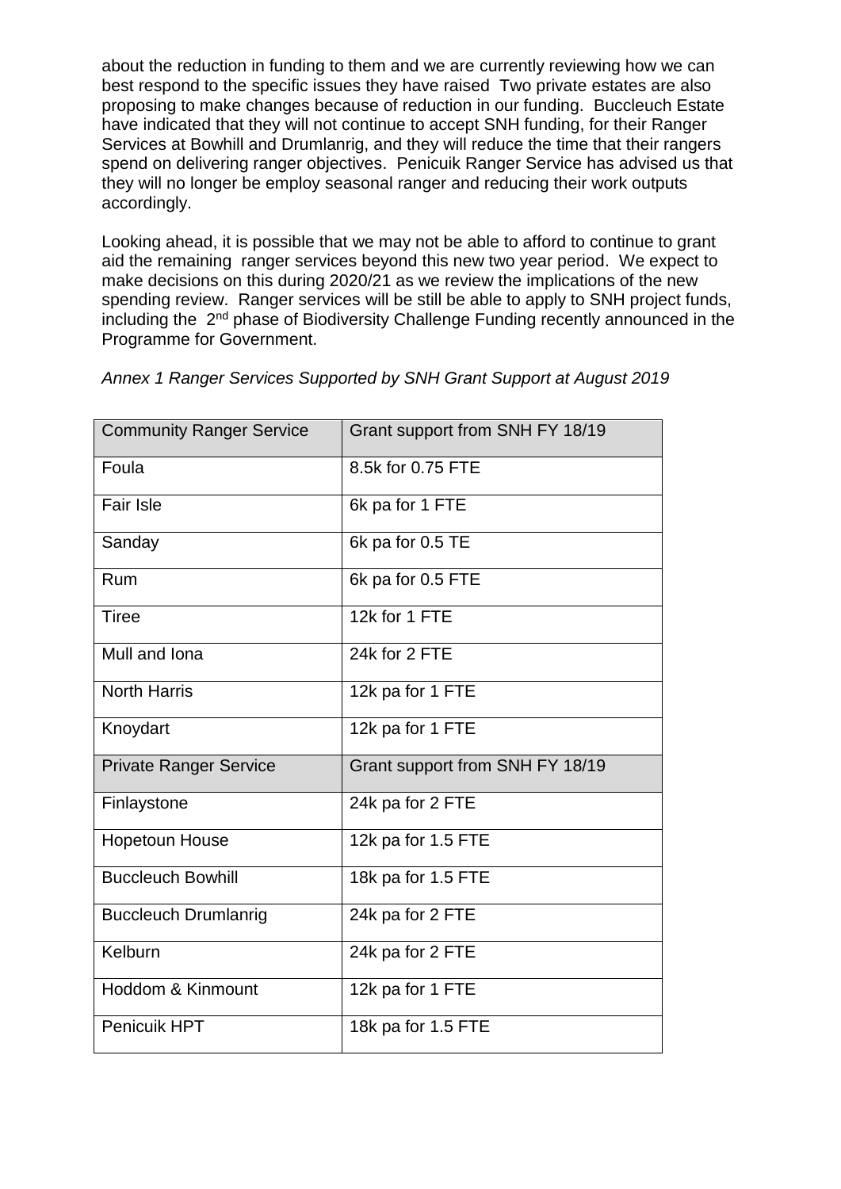about the reduction in funding to them and we are currently reviewing how we can best respond to the specific issues they have raised  Two private estates are also proposing to make changes because of reduction in our funding.  Buccleuch Estate have indicated that they will not continue to accept SNH funding, for their Ranger Services at Bowhill and Drumlanrig, and they will reduce the time that their rangers spend on delivering ranger objectives.  Penicuik Ranger Service has advised us that they will no longer be employ seasonal ranger and reducing their work outputs accordingly.

Looking ahead, it is possible that we may not be able to afford to continue to grant aid the remaining  ranger services beyond this new two year period.  We expect to make decisions on this during 2020/21 as we review the implications of the new spending review.  Ranger services will be still be able to apply to SNH project funds, including the  2nd phase of Biodiversity Challenge Funding recently announced in the Programme for Government.

*Annex 1 Ranger Services Supported by SNH Grant Support at August 2019*

| Community Ranger Service | Grant support from SNH FY 18/19 |
|---|---|
| Foula | 8.5k for 0.75 FTE |
| Fair Isle | 6k pa for 1 FTE |
| Sanday | 6k pa for 0.5 TE |
| Rum | 6k pa for 0.5 FTE |
| Tiree | 12k for 1 FTE |
| Mull and Iona | 24k for 2 FTE |
| North Harris | 12k pa for 1 FTE |
| Knoydart | 12k pa for 1 FTE |
| **Private Ranger Service** | **Grant support from SNH FY 18/19** |
| Finlaystone | 24k pa for 2 FTE |
| Hopetoun House | 12k pa for 1.5 FTE |
| Buccleuch Bowhill | 18k pa for 1.5 FTE |
| Buccleuch Drumlanrig | 24k pa for 2 FTE |
| Kelburn | 24k pa for 2 FTE |
| Hoddom & Kinmount | 12k pa for 1 FTE |
| Penicuik HPT | 18k pa for 1.5 FTE |